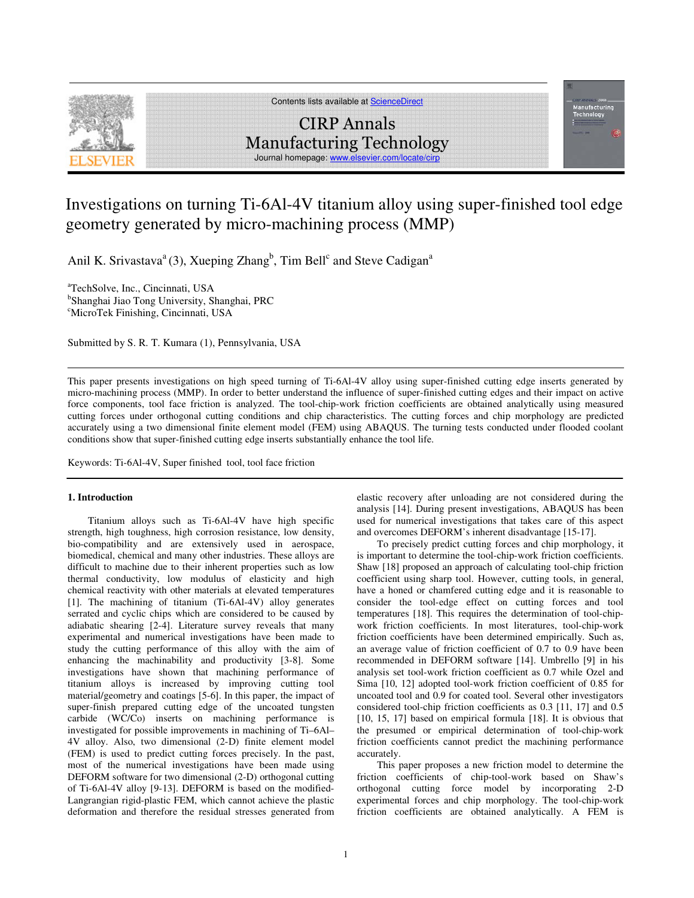# Investigations on turning Ti-6Al-4V titanium alloy using super-finished tool edge geometry generated by micro-machining process (MMP)

Anil K. Srivastava[a] (3), Xueping Zhang[b], Tim Bell[c] and Steve Cadigan[a]

[a]TechSolve, Inc., Cincinnati, USA
[b]Shanghai Jiao Tong University, Shanghai, PRC
[c]MicroTek Finishing, Cincinnati, USA

Submitted by S. R. T. Kumara (1), Pennsylvania, USA

This paper presents investigations on high speed turning of Ti-6Al-4V alloy using super-finished cutting edge inserts generated by micro-machining process (MMP). In order to better understand the influence of super-finished cutting edges and their impact on active force components, tool face friction is analyzed. The tool-chip-work friction coefficients are obtained analytically using measured cutting forces under orthogonal cutting conditions and chip characteristics. The cutting forces and chip morphology are predicted accurately using a two dimensional finite element model (FEM) using ABAQUS. The turning tests conducted under flooded coolant conditions show that super-finished cutting edge inserts substantially enhance the tool life.

Keywords: Ti-6Al-4V, Super finished tool, tool face friction

## 1. Introduction

Titanium alloys such as Ti-6Al-4V have high specific strength, high toughness, high corrosion resistance, low density, bio-compatibility and are extensively used in aerospace, biomedical, chemical and many other industries. These alloys are difficult to machine due to their inherent properties such as low thermal conductivity, low modulus of elasticity and high chemical reactivity with other materials at elevated temperatures [1]. The machining of titanium (Ti-6Al-4V) alloy generates serrated and cyclic chips which are considered to be caused by adiabatic shearing [2-4]. Literature survey reveals that many experimental and numerical investigations have been made to study the cutting performance of this alloy with the aim of enhancing the machinability and productivity [3-8]. Some investigations have shown that machining performance of titanium alloys is increased by improving cutting tool material/geometry and coatings [5-6]. In this paper, the impact of super-finish prepared cutting edge of the uncoated tungsten carbide (WC/Co) inserts on machining performance is investigated for possible improvements in machining of Ti–6Al–4V alloy. Also, two dimensional (2-D) finite element model (FEM) is used to predict cutting forces precisely. In the past, most of the numerical investigations have been made using DEFORM software for two dimensional (2-D) orthogonal cutting of Ti-6Al-4V alloy [9-13]. DEFORM is based on the modified-Langrangian rigid-plastic FEM, which cannot achieve the plastic deformation and therefore the residual stresses generated from elastic recovery after unloading are not considered during the analysis [14]. During present investigations, ABAQUS has been used for numerical investigations that takes care of this aspect and overcomes DEFORM's inherent disadvantage [15-17].

To precisely predict cutting forces and chip morphology, it is important to determine the tool-chip-work friction coefficients. Shaw [18] proposed an approach of calculating tool-chip friction coefficient using sharp tool. However, cutting tools, in general, have a honed or chamfered cutting edge and it is reasonable to consider the tool-edge effect on cutting forces and tool temperatures [18]. This requires the determination of tool-chip-work friction coefficients. In most literatures, tool-chip-work friction coefficients have been determined empirically. Such as, an average value of friction coefficient of 0.7 to 0.9 have been recommended in DEFORM software [14]. Umbrello [9] in his analysis set tool-work friction coefficient as 0.7 while Ozel and Sima [10, 12] adopted tool-work friction coefficient of 0.85 for uncoated tool and 0.9 for coated tool. Several other investigators considered tool-chip friction coefficients as 0.3 [11, 17] and 0.5 [10, 15, 17] based on empirical formula [18]. It is obvious that the presumed or empirical determination of tool-chip-work friction coefficients cannot predict the machining performance accurately.

This paper proposes a new friction model to determine the friction coefficients of chip-tool-work based on Shaw's orthogonal cutting force model by incorporating 2-D experimental forces and chip morphology. The tool-chip-work friction coefficients are obtained analytically. A FEM is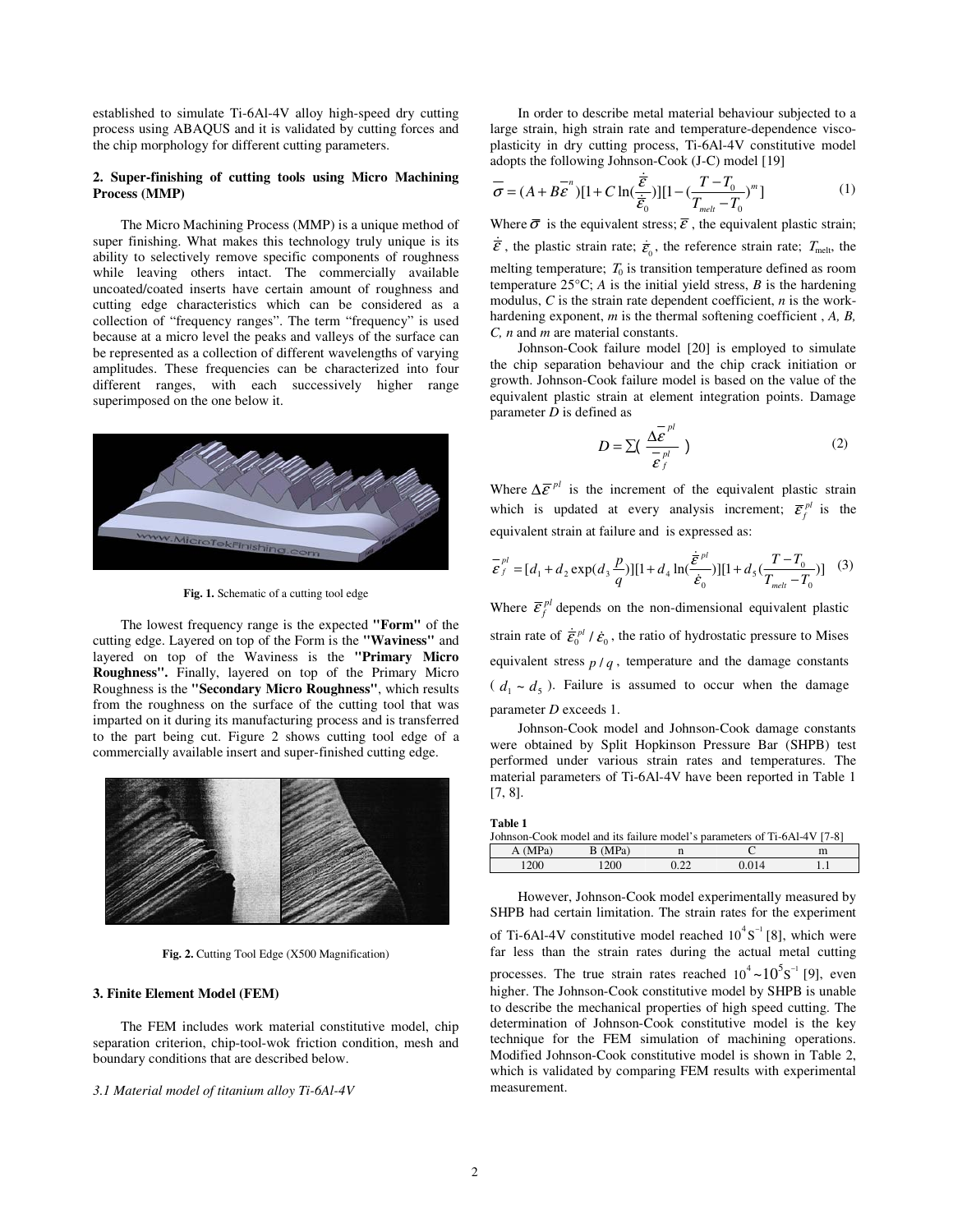established to simulate Ti-6Al-4V alloy high-speed dry cutting process using ABAQUS and it is validated by cutting forces and the chip morphology for different cutting parameters.

## 2. Super-finishing of cutting tools using Micro Machining Process (MMP)

The Micro Machining Process (MMP) is a unique method of super finishing. What makes this technology truly unique is its ability to selectively remove specific components of roughness while leaving others intact. The commercially available uncoated/coated inserts have certain amount of roughness and cutting edge characteristics which can be considered as a collection of "frequency ranges". The term "frequency" is used because at a micro level the peaks and valleys of the surface can be represented as a collection of different wavelengths of varying amplitudes. These frequencies can be characterized into four different ranges, with each successively higher range superimposed on the one below it.

**Fig. 1.** Schematic of a cutting tool edge

The lowest frequency range is the expected **"Form"** of the cutting edge. Layered on top of the Form is the **"Waviness"** and layered on top of the Waviness is the **"Primary Micro Roughness".** Finally, layered on top of the Primary Micro Roughness is the **"Secondary Micro Roughness"**, which results from the roughness on the surface of the cutting tool that was imparted on it during its manufacturing process and is transferred to the part being cut. Figure 2 shows cutting tool edge of a commercially available insert and super-finished cutting edge.

**Fig. 2.** Cutting Tool Edge (X500 Magnification)

## 3. Finite Element Model (FEM)

The FEM includes work material constitutive model, chip separation criterion, chip-tool-wok friction condition, mesh and boundary conditions that are described below.

### *3.1 Material model of titanium alloy Ti-6Al-4V*

In order to describe metal material behaviour subjected to a large strain, high strain rate and temperature-dependence visco-plasticity in dry cutting process, Ti-6Al-4V constitutive model adopts the following Johnson-Cook (J-C) model [19]

$$\bar{\sigma} = (A + B\bar{\varepsilon}^{n})[1 + C\ln(\frac{\dot{\bar{\varepsilon}}}{\dot{\bar{\varepsilon}}_0})][1 - (\frac{T - T_0}{T_{melt} - T_0})^{m}] \tag{1}$$

Where $\bar{\sigma}$ is the equivalent stress; $\bar{\varepsilon}$, the equivalent plastic strain; $\dot{\bar{\varepsilon}}$, the plastic strain rate; $\dot{\varepsilon}_0$, the reference strain rate; $T_{\mathrm{melt}}$, the melting temperature; $T_0$ is transition temperature defined as room temperature 25°C; *A* is the initial yield stress, *B* is the hardening modulus, *C* is the strain rate dependent coefficient, *n* is the work-hardening exponent, *m* is the thermal softening coefficient , *A, B, C, n* and *m* are material constants.

Johnson-Cook failure model [20] is employed to simulate the chip separation behaviour and the chip crack initiation or growth. Johnson-Cook failure model is based on the value of the equivalent plastic strain at element integration points. Damage parameter *D* is defined as

$$D = \sum(\frac{\Delta\bar{\varepsilon}^{pl}}{\bar{\varepsilon}_f^{pl}}) \tag{2}$$

Where $\Delta\bar{\varepsilon}^{pl}$ is the increment of the equivalent plastic strain which is updated at every analysis increment; $\bar{\varepsilon}_f^{pl}$ is the equivalent strain at failure and is expressed as:

$$\bar{\varepsilon}_f^{pl} = [d_1 + d_2\exp(d_3\frac{p}{q})][1 + d_4\ln(\frac{\dot{\bar{\varepsilon}}^{pl}}{\dot{\varepsilon}_0})][1 + d_5(\frac{T - T_0}{T_{melt} - T_0})] \tag{3}$$

Where $\bar{\varepsilon}_f^{pl}$ depends on the non-dimensional equivalent plastic strain rate of $\dot{\bar{\varepsilon}}_0^{pl} / \dot{\varepsilon}_0$, the ratio of hydrostatic pressure to Mises equivalent stress $p/q$, temperature and the damage constants ($d_1 \sim d_5$). Failure is assumed to occur when the damage parameter *D* exceeds 1.

Johnson-Cook model and Johnson-Cook damage constants were obtained by Split Hopkinson Pressure Bar (SHPB) test performed under various strain rates and temperatures. The material parameters of Ti-6Al-4V have been reported in Table 1 [7, 8].

**Table 1**
Johnson-Cook model and its failure model's parameters of Ti-6Al-4V [7-8]

| A (MPa) | B (MPa) | n | C | m |
|---|---|---|---|---|
| 1200 | 1200 | 0.22 | 0.014 | 1.1 |

However, Johnson-Cook model experimentally measured by SHPB had certain limitation. The strain rates for the experiment of Ti-6Al-4V constitutive model reached $10^4 S^{-1}$ [8], which were far less than the strain rates during the actual metal cutting processes. The true strain rates reached $10^4 \sim 10^5 S^{-1}$ [9], even higher. The Johnson-Cook constitutive model by SHPB is unable to describe the mechanical properties of high speed cutting. The determination of Johnson-Cook constitutive model is the key technique for the FEM simulation of machining operations. Modified Johnson-Cook constitutive model is shown in Table 2, which is validated by comparing FEM results with experimental measurement.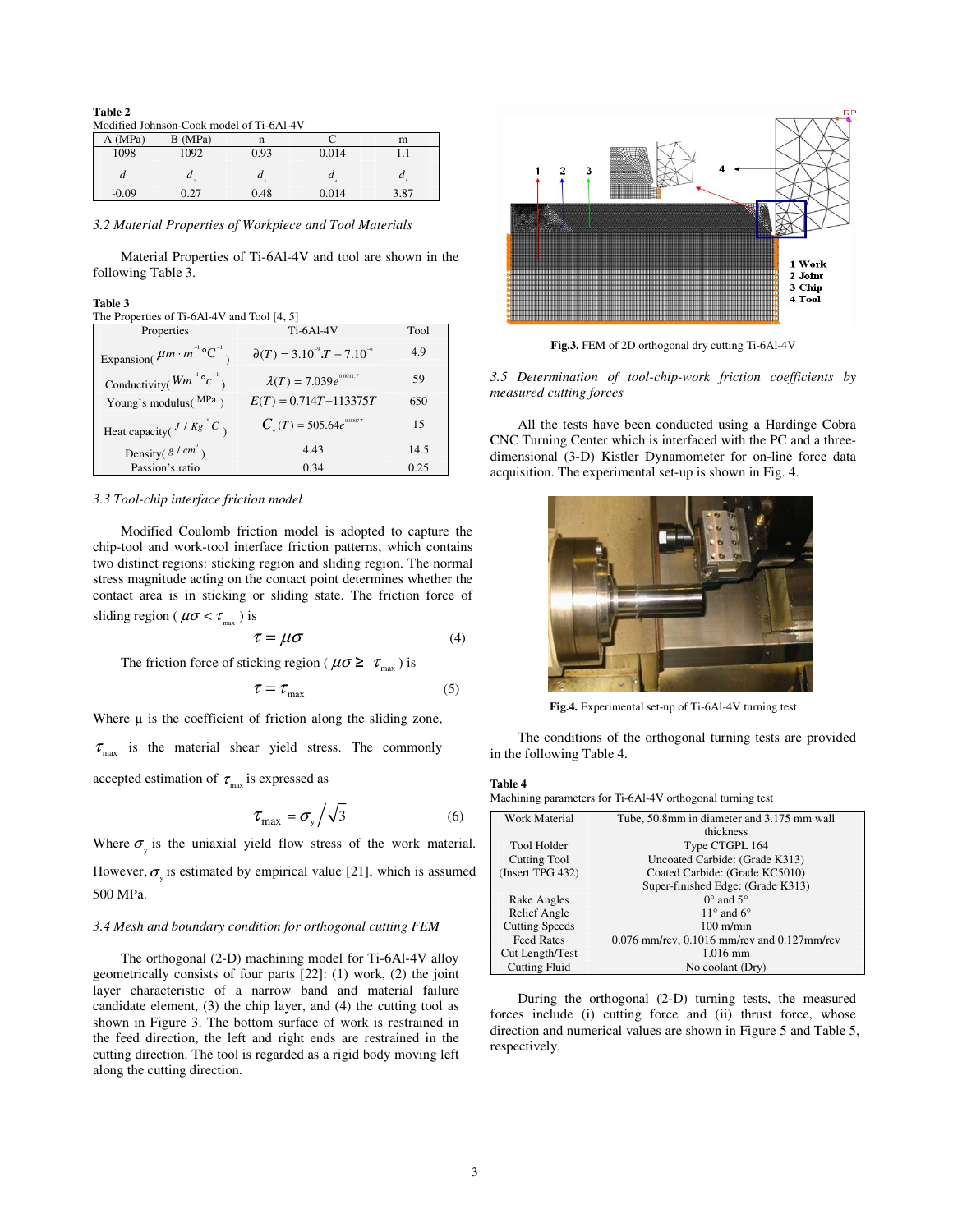**Table 2**
Modified Johnson-Cook model of Ti-6Al-4V

| A (MPa) | B (MPa) | n | C | m |
|---|---|---|---|---|
| 1098 | 1092 | 0.93 | 0.014 | 1.1 |
| $d_1$ | $d_2$ | $d_3$ | $d_4$ | $d_5$ |
| -0.09 | 0.27 | 0.48 | 0.014 | 3.87 |

*3.2 Material Properties of Workpiece and Tool Materials*

Material Properties of Ti-6Al-4V and tool are shown in the following Table 3.

**Table 3**
The Properties of Ti-6Al-4V and Tool [4, 5]

| Properties | Ti-6Al-4V | Tool |
|---|---|---|
| Expansion( $\mu m \cdot m^{-1}$ °C$^{-1}$ ) | $\partial(T) = 3.10^{-9}.T + 7.10^{-6}$ | 4.9 |
| Conductivity( $Wm^{-1}$ °$c^{-1}$ ) | $\lambda(T) = 7.039e^{0.0011.T}$ | 59 |
| Young's modulus( MPa ) | $E(T) = 0.714T + 113375T$ | 650 |
| Heat capacity( $J/Kg^{-1}C$ ) | $C_v(T) = 505.64e^{0.0007T}$ | 15 |
| Density( $g/cm^3$ ) | 4.43 | 14.5 |
| Passion's ratio | 0.34 | 0.25 |

*3.3 Tool-chip interface friction model*

Modified Coulomb friction model is adopted to capture the chip-tool and work-tool interface friction patterns, which contains two distinct regions: sticking region and sliding region. The normal stress magnitude acting on the contact point determines whether the contact area is in sticking or sliding state. The friction force of sliding region ( $\mu\sigma < \tau_{max}$ ) is

$$\tau = \mu\sigma \tag{4}$$

The friction force of sticking region ( $\mu\sigma \geq \tau_{max}$ ) is

$$\tau = \tau_{max} \tag{5}$$

Where μ is the coefficient of friction along the sliding zone, $\tau_{max}$ is the material shear yield stress. The commonly accepted estimation of $\tau_{max}$ is expressed as

$$\tau_{max} = \sigma_y / \sqrt{3} \tag{6}$$

Where $\sigma_y$ is the uniaxial yield flow stress of the work material. However, $\sigma_y$ is estimated by empirical value [21], which is assumed 500 MPa.

*3.4 Mesh and boundary condition for orthogonal cutting FEM*

The orthogonal (2-D) machining model for Ti-6Al-4V alloy geometrically consists of four parts [22]: (1) work, (2) the joint layer characteristic of a narrow band and material failure candidate element, (3) the chip layer, and (4) the cutting tool as shown in Figure 3. The bottom surface of work is restrained in the feed direction, the left and right ends are restrained in the cutting direction. The tool is regarded as a rigid body moving left along the cutting direction.

**Fig.3.** FEM of 2D orthogonal dry cutting Ti-6Al-4V

*3.5 Determination of tool-chip-work friction coefficients by measured cutting forces*

All the tests have been conducted using a Hardinge Cobra CNC Turning Center which is interfaced with the PC and a three-dimensional (3-D) Kistler Dynamometer for on-line force data acquisition. The experimental set-up is shown in Fig. 4.

**Fig.4.** Experimental set-up of Ti-6Al-4V turning test

The conditions of the orthogonal turning tests are provided in the following Table 4.

**Table 4**
Machining parameters for Ti-6Al-4V orthogonal turning test

| Work Material | Tube, 50.8mm in diameter and 3.175 mm wall thickness |
|---|---|
| Tool Holder | Type CTGPL 164 |
| Cutting Tool (Insert TPG 432) | Uncoated Carbide: (Grade K313)<br>Coated Carbide: (Grade KC5010)<br>Super-finished Edge: (Grade K313) |
| Rake Angles | 0° and 5° |
| Relief Angle | 11° and 6° |
| Cutting Speeds | 100 m/min |
| Feed Rates | 0.076 mm/rev, 0.1016 mm/rev and 0.127mm/rev |
| Cut Length/Test | 1.016 mm |
| Cutting Fluid | No coolant (Dry) |

During the orthogonal (2-D) turning tests, the measured forces include (i) cutting force and (ii) thrust force, whose direction and numerical values are shown in Figure 5 and Table 5, respectively.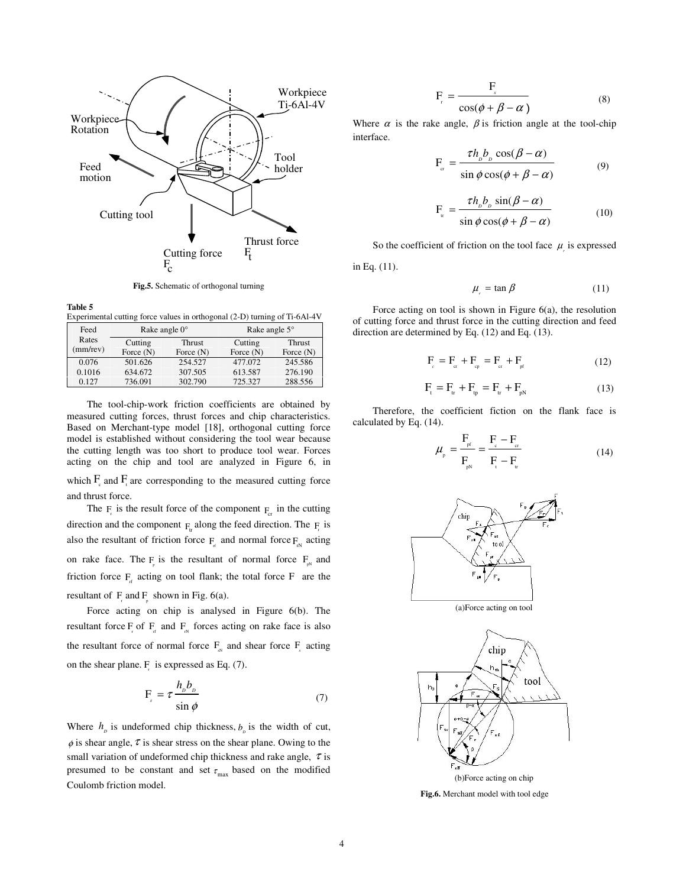Fig.5. Schematic of orthogonal turning

**Table 5**
Experimental cutting force values in orthogonal (2-D) turning of Ti-6Al-4V

| Feed Rates (mm/rev) | Rake angle 0° | | Rake angle 5° | |
|---|---|---|---|---|
| | Cutting Force (N) | Thrust Force (N) | Cutting Force (N) | Thrust Force (N) |
| 0.076 | 501.626 | 254.527 | 477.072 | 245.586 |
| 0.1016 | 634.672 | 307.505 | 613.587 | 276.190 |
| 0.127 | 736.091 | 302.790 | 725.327 | 288.556 |

The tool-chip-work friction coefficients are obtained by measured cutting forces, thrust forces and chip characteristics. Based on Merchant-type model [18], orthogonal cutting force model is established without considering the tool wear because the cutting length was too short to produce tool wear. Forces acting on the chip and tool are analyzed in Figure 6, in which $F_c$ and $F_t$ are corresponding to the measured cutting force and thrust force.

The $F_r$ is the result force of the component $F_{cr}$ in the cutting direction and the component $F_{tr}$ along the feed direction. The $F_r$ is also the resultant of friction force $F_{rf}$ and normal force $F_{rN}$ acting on rake face. The $F_p$ is the resultant of normal force $F_{pN}$ and friction force $F_{rf}$ acting on tool flank; the total force F are the resultant of $F_r$ and $F_p$ shown in Fig. 6(a).

Force acting on chip is analysed in Figure 6(b). The resultant force $F_r$ of $F_{rf}$ and $F_{rN}$ forces acting on rake face is also the resultant force of normal force $F_{sN}$ and shear force $F_s$ acting on the shear plane. $F_s$ is expressed as Eq. (7).

$$F_s = \tau \frac{h_D b_D}{\sin\phi} \tag{7}$$

Where $h_D$ is undeformed chip thickness, $b_D$ is the width of cut, $\phi$ is shear angle, $\tau$ is shear stress on the shear plane. Owing to the small variation of undeformed chip thickness and rake angle, $\tau$ is presumed to be constant and set $\tau_{max}$ based on the modified Coulomb friction model.

$$F_r = \frac{F_s}{\cos(\phi + \beta - \alpha)} \tag{8}$$

Where $\alpha$ is the rake angle, $\beta$ is friction angle at the tool-chip interface.

$$F_{cr} = \frac{\tau h_D b_D \cos(\beta - \alpha)}{\sin\phi \cos(\phi + \beta - \alpha)} \tag{9}$$

$$F_{tr} = \frac{\tau h_D b_D \sin(\beta - \alpha)}{\sin\phi \cos(\phi + \beta - \alpha)} \tag{10}$$

So the coefficient of friction on the tool face $\mu_r$ is expressed in Eq. (11).

$$\mu_r = \tan\beta \tag{11}$$

Force acting on tool is shown in Figure 6(a), the resolution of cutting force and thrust force in the cutting direction and feed direction are determined by Eq. (12) and Eq. (13).

$$F_c = F_{cr} + F_{cp} = F_{cr} + F_{pf} \tag{12}$$

$$F_t = F_{tr} + F_{tp} = F_{tr} + F_{pN} \tag{13}$$

Therefore, the coefficient fiction on the flank face is calculated by Eq. (14).

$$\mu_p = \frac{F_{pf}}{F_{pN}} = \frac{F_c - F_{cr}}{F_t - F_{tr}} \tag{14}$$

(a)Force acting on tool

(b)Force acting on chip

Fig.6. Merchant model with tool edge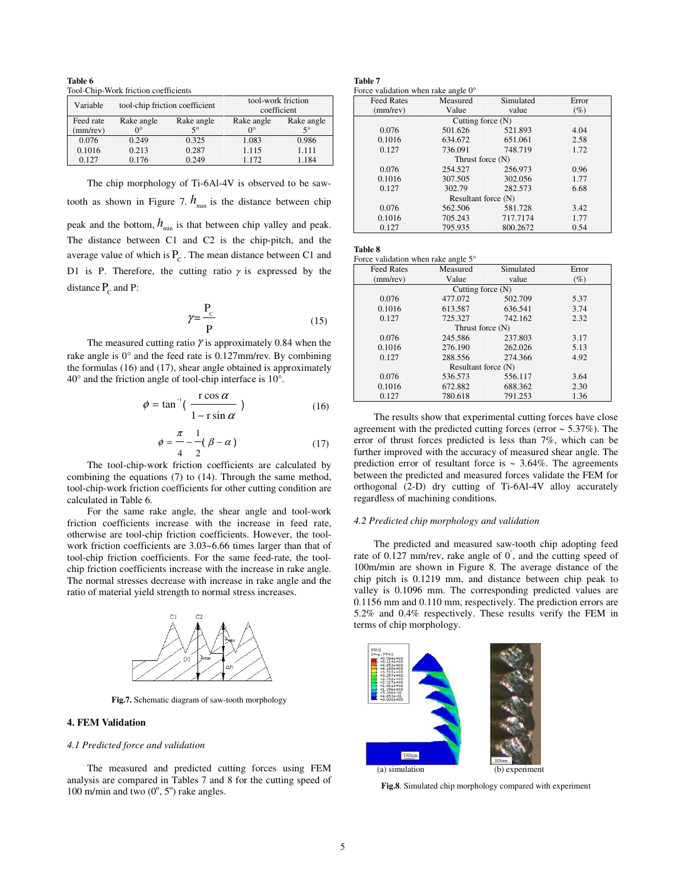**Table 6**
Tool-Chip-Work friction coefficients

| Variable | tool-chip friction coefficient | | tool-work friction coefficient | |
|---|---|---|---|---|
| Feed rate (mm/rev) | Rake angle 0° | Rake angle 5° | Rake angle 0° | Rake angle 5° |
| 0.076 | 0.249 | 0.325 | 1.083 | 0.986 |
| 0.1016 | 0.213 | 0.287 | 1.115 | 1.111 |
| 0.127 | 0.176 | 0.249 | 1.172 | 1.184 |

The chip morphology of Ti-6Al-4V is observed to be saw-tooth as shown in Figure 7. $h_{max}$ is the distance between chip peak and the bottom, $h_{min}$ is that between chip valley and peak. The distance between C1 and C2 is the chip-pitch, and the average value of which is $P_c$. The mean distance between C1 and D1 is P. Therefore, the cutting ratio $\gamma$ is expressed by the distance $P_c$ and P:

$$\gamma = \frac{P_c}{P} \tag{15}$$

The measured cutting ratio $\gamma$ is approximately 0.84 when the rake angle is 0° and the feed rate is 0.127mm/rev. By combining the formulas (16) and (17), shear angle obtained is approximately 40° and the friction angle of tool-chip interface is 10°.

$$\phi = \tan^{-1}\left(\frac{r\cos\alpha}{1 - r\sin\alpha}\right) \tag{16}$$

$$\phi = \frac{\pi}{4} - \frac{1}{2}(\beta - \alpha) \tag{17}$$

The tool-chip-work friction coefficients are calculated by combining the equations (7) to (14). Through the same method, tool-chip-work friction coefficients for other cutting condition are calculated in Table 6.

For the same rake angle, the shear angle and tool-work friction coefficients increase with the increase in feed rate, otherwise are tool-chip friction coefficients. However, the tool-work friction coefficients are 3.03~6.66 times larger than that of tool-chip friction coefficients. For the same feed-rate, the tool-chip friction coefficients increase with the increase in rake angle. The normal stresses decrease with increase in rake angle and the ratio of material yield strength to normal stress increases.

**Fig.7.** Schematic diagram of saw-tooth morphology

## 4. FEM Validation

### *4.1 Predicted force and validation*

The measured and predicted cutting forces using FEM analysis are compared in Tables 7 and 8 for the cutting speed of 100 m/min and two (0°, 5°) rake angles.

**Table 7**
Force validation when rake angle 0°

| Feed Rates (mm/rev) | Measured Value | Simulated value | Error (%) |
|---|---|---|---|
| Cutting force (N) | | | |
| 0.076 | 501.626 | 521.893 | 4.04 |
| 0.1016 | 634.672 | 651.061 | 2.58 |
| 0.127 | 736.091 | 748.719 | 1.72 |
| Thrust force (N) | | | |
| 0.076 | 254.527 | 256.973 | 0.96 |
| 0.1016 | 307.505 | 302.056 | 1.77 |
| 0.127 | 302.79 | 282.573 | 6.68 |
| Resultant force (N) | | | |
| 0.076 | 562.506 | 581.728 | 3.42 |
| 0.1016 | 705.243 | 717.7174 | 1.77 |
| 0.127 | 795.935 | 800.2672 | 0.54 |

**Table 8**
Force validation when rake angle 5°

| Feed Rates (mm/rev) | Measured Value | Simulated value | Error (%) |
|---|---|---|---|
| Cutting force (N) | | | |
| 0.076 | 477.072 | 502.709 | 5.37 |
| 0.1016 | 613.587 | 636.541 | 3.74 |
| 0.127 | 725.327 | 742.162 | 2.32 |
| Thrust force (N) | | | |
| 0.076 | 245.586 | 237.803 | 3.17 |
| 0.1016 | 276.190 | 262.026 | 5.13 |
| 0.127 | 288.556 | 274.366 | 4.92 |
| Resultant force (N) | | | |
| 0.076 | 536.573 | 556.117 | 3.64 |
| 0.1016 | 672.882 | 688.362 | 2.30 |
| 0.127 | 780.618 | 791.253 | 1.36 |

The results show that experimental cutting forces have close agreement with the predicted cutting forces (error ~ 5.37%). The error of thrust forces predicted is less than 7%, which can be further improved with the accuracy of measured shear angle. The prediction error of resultant force is ~ 3.64%. The agreements between the predicted and measured forces validate the FEM for orthogonal (2-D) dry cutting of Ti-6Al-4V alloy accurately regardless of machining conditions.

### *4.2 Predicted chip morphology and validation*

The predicted and measured saw-tooth chip adopting feed rate of 0.127 mm/rev, rake angle of 0°, and the cutting speed of 100m/min are shown in Figure 8. The average distance of the chip pitch is 0.1219 mm, and distance between chip peak to valley is 0.1096 mm. The corresponding predicted values are 0.1156 mm and 0.110 mm, respectively. The prediction errors are 5.2% and 0.4% respectively. These results verify the FEM in terms of chip morphology.

(a) simulation (b) experiment

**Fig.8**. Simulated chip morphology compared with experiment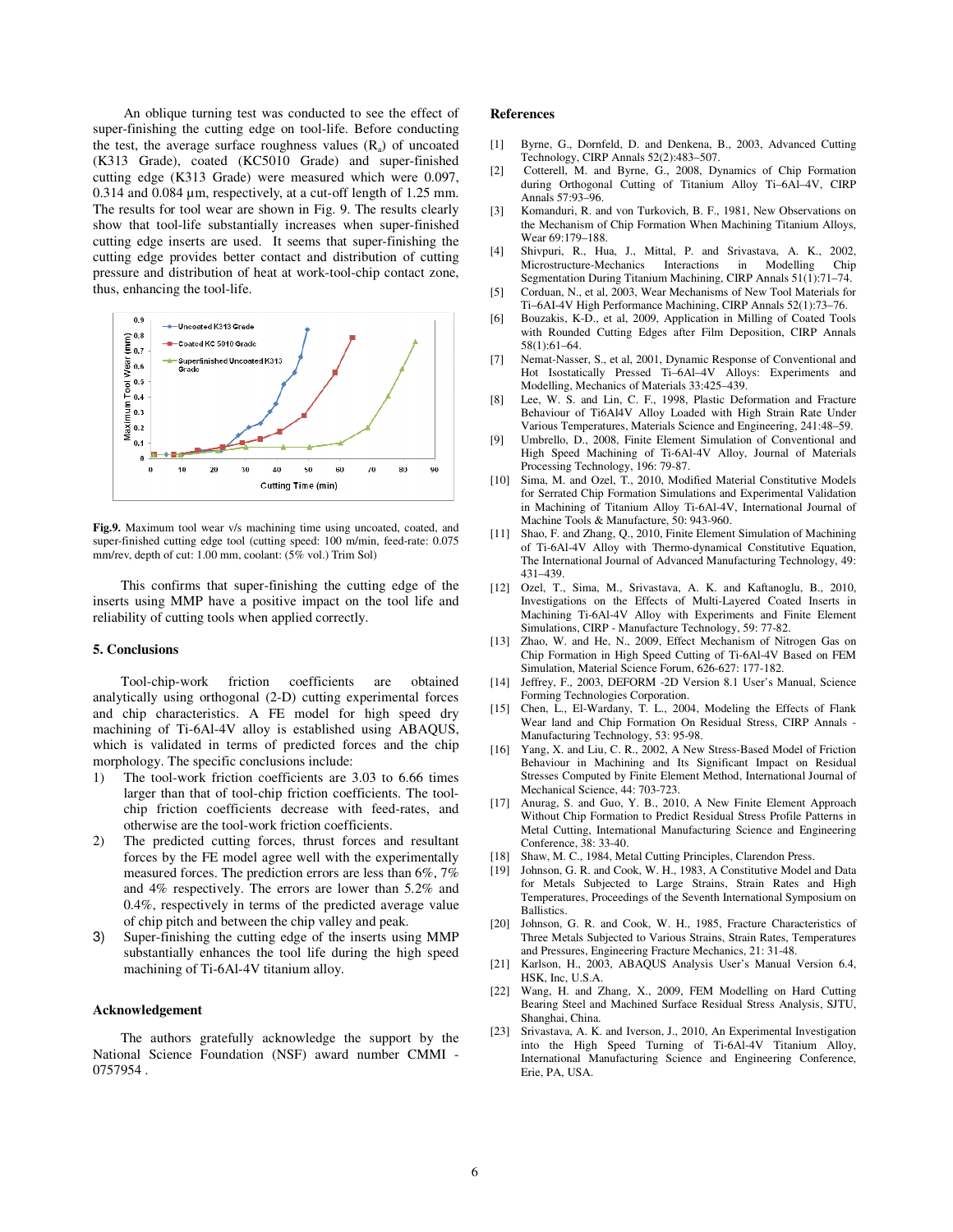An oblique turning test was conducted to see the effect of super-finishing the cutting edge on tool-life. Before conducting the test, the average surface roughness values ($R_a$) of uncoated (K313 Grade), coated (KC5010 Grade) and super-finished cutting edge (K313 Grade) were measured which were 0.097, 0.314 and 0.084 µm, respectively, at a cut-off length of 1.25 mm. The results for tool wear are shown in Fig. 9. The results clearly show that tool-life substantially increases when super-finished cutting edge inserts are used. It seems that super-finishing the cutting edge provides better contact and distribution of cutting pressure and distribution of heat at work-tool-chip contact zone, thus, enhancing the tool-life.

Uncoated K313 Grade
Coated KC 5010 Grade
Superfinished Uncoated K313 Grade
Maximum Tool Wear (mm)
0.9
0.8
0.7
0.6
0.5
0.4
0.3
0.2
0.1
0
0 10 20 30 40 50 60 70 80 90
Cutting Time (min)

**Fig.9.** Maximum tool wear v/s machining time using uncoated, coated, and super-finished cutting edge tool (cutting speed: 100 m/min, feed-rate: 0.075 mm/rev, depth of cut: 1.00 mm, coolant: (5% vol.) Trim Sol)

This confirms that super-finishing the cutting edge of the inserts using MMP have a positive impact on the tool life and reliability of cutting tools when applied correctly.

## 5. Conclusions

Tool-chip-work friction coefficients are obtained analytically using orthogonal (2-D) cutting experimental forces and chip characteristics. A FE model for high speed dry machining of Ti-6Al-4V alloy is established using ABAQUS, which is validated in terms of predicted forces and the chip morphology. The specific conclusions include:

1) The tool-work friction coefficients are 3.03 to 6.66 times larger than that of tool-chip friction coefficients. The tool-chip friction coefficients decrease with feed-rates, and otherwise are the tool-work friction coefficients.
2) The predicted cutting forces, thrust forces and resultant forces by the FE model agree well with the experimentally measured forces. The prediction errors are less than 6%, 7% and 4% respectively. The errors are lower than 5.2% and 0.4%, respectively in terms of the predicted average value of chip pitch and between the chip valley and peak.
3) Super-finishing the cutting edge of the inserts using MMP substantially enhances the tool life during the high speed machining of Ti-6Al-4V titanium alloy.

## Acknowledgement

The authors gratefully acknowledge the support by the National Science Foundation (NSF) award number CMMI - 0757954 .

## References

[1] Byrne, G., Dornfeld, D. and Denkena, B., 2003, Advanced Cutting Technology, CIRP Annals 52(2):483–507.

[2] Cotterell, M. and Byrne, G., 2008, Dynamics of Chip Formation during Orthogonal Cutting of Titanium Alloy Ti–6Al–4V, CIRP Annals 57:93–96.

[3] Komanduri, R. and von Turkovich, B. F., 1981, New Observations on the Mechanism of Chip Formation When Machining Titanium Alloys, Wear 69:179–188.

[4] Shivpuri, R., Hua, J., Mittal, P. and Srivastava, A. K., 2002, Microstructure-Mechanics Interactions in Modelling Chip Segmentation During Titanium Machining, CIRP Annals 51(1):71–74.

[5] Corduan, N., et al, 2003, Wear Mechanisms of New Tool Materials for Ti–6AI-4V High Performance Machining, CIRP Annals 52(1):73–76.

[6] Bouzakis, K-D., et al, 2009, Application in Milling of Coated Tools with Rounded Cutting Edges after Film Deposition, CIRP Annals 58(1):61–64.

[7] Nemat-Nasser, S., et al, 2001, Dynamic Response of Conventional and Hot Isostatically Pressed Ti–6Al–4V Alloys: Experiments and Modelling, Mechanics of Materials 33:425–439.

[8] Lee, W. S. and Lin, C. F., 1998, Plastic Deformation and Fracture Behaviour of Ti6Al4V Alloy Loaded with High Strain Rate Under Various Temperatures, Materials Science and Engineering, 241:48–59.

[9] Umbrello, D., 2008, Finite Element Simulation of Conventional and High Speed Machining of Ti-6Al-4V Alloy, Journal of Materials Processing Technology, 196: 79-87.

[10] Sima, M. and Ozel, T., 2010, Modified Material Constitutive Models for Serrated Chip Formation Simulations and Experimental Validation in Machining of Titanium Alloy Ti-6Al-4V, International Journal of Machine Tools & Manufacture, 50: 943-960.

[11] Shao, F. and Zhang, Q., 2010, Finite Element Simulation of Machining of Ti-6Al-4V Alloy with Thermo-dynamical Constitutive Equation, The International Journal of Advanced Manufacturing Technology, 49: 431–439.

[12] Ozel, T., Sima, M., Srivastava, A. K. and Kaftanoglu, B., 2010, Investigations on the Effects of Multi-Layered Coated Inserts in Machining Ti-6Al-4V Alloy with Experiments and Finite Element Simulations, CIRP - Manufacture Technology, 59: 77-82.

[13] Zhao, W. and He, N., 2009, Effect Mechanism of Nitrogen Gas on Chip Formation in High Speed Cutting of Ti-6Al-4V Based on FEM Simulation, Material Science Forum, 626-627: 177-182.

[14] Jeffrey, F., 2003, DEFORM -2D Version 8.1 User's Manual, Science Forming Technologies Corporation.

[15] Chen, L., El-Wardany, T. L., 2004, Modeling the Effects of Flank Wear land and Chip Formation On Residual Stress, CIRP Annals - Manufacturing Technology, 53: 95-98.

[16] Yang, X. and Liu, C. R., 2002, A New Stress-Based Model of Friction Behaviour in Machining and Its Significant Impact on Residual Stresses Computed by Finite Element Method, International Journal of Mechanical Science, 44: 703-723.

[17] Anurag, S. and Guo, Y. B., 2010, A New Finite Element Approach Without Chip Formation to Predict Residual Stress Profile Patterns in Metal Cutting, International Manufacturing Science and Engineering Conference, 38: 33-40.

[18] Shaw, M. C., 1984, Metal Cutting Principles, Clarendon Press.

[19] Johnson, G. R. and Cook, W. H., 1983, A Constitutive Model and Data for Metals Subjected to Large Strains, Strain Rates and High Temperatures, Proceedings of the Seventh International Symposium on Ballistics.

[20] Johnson, G. R. and Cook, W. H., 1985, Fracture Characteristics of Three Metals Subjected to Various Strains, Strain Rates, Temperatures and Pressures, Engineering Fracture Mechanics, 21: 31-48.

[21] Karlson, H., 2003, ABAQUS Analysis User's Manual Version 6.4, HSK, Inc, U.S.A.

[22] Wang, H. and Zhang, X., 2009, FEM Modelling on Hard Cutting Bearing Steel and Machined Surface Residual Stress Analysis, SJTU, Shanghai, China.

[23] Srivastava, A. K. and Iverson, J., 2010, An Experimental Investigation into the High Speed Turning of Ti-6Al-4V Titanium Alloy, International Manufacturing Science and Engineering Conference, Erie, PA, USA.